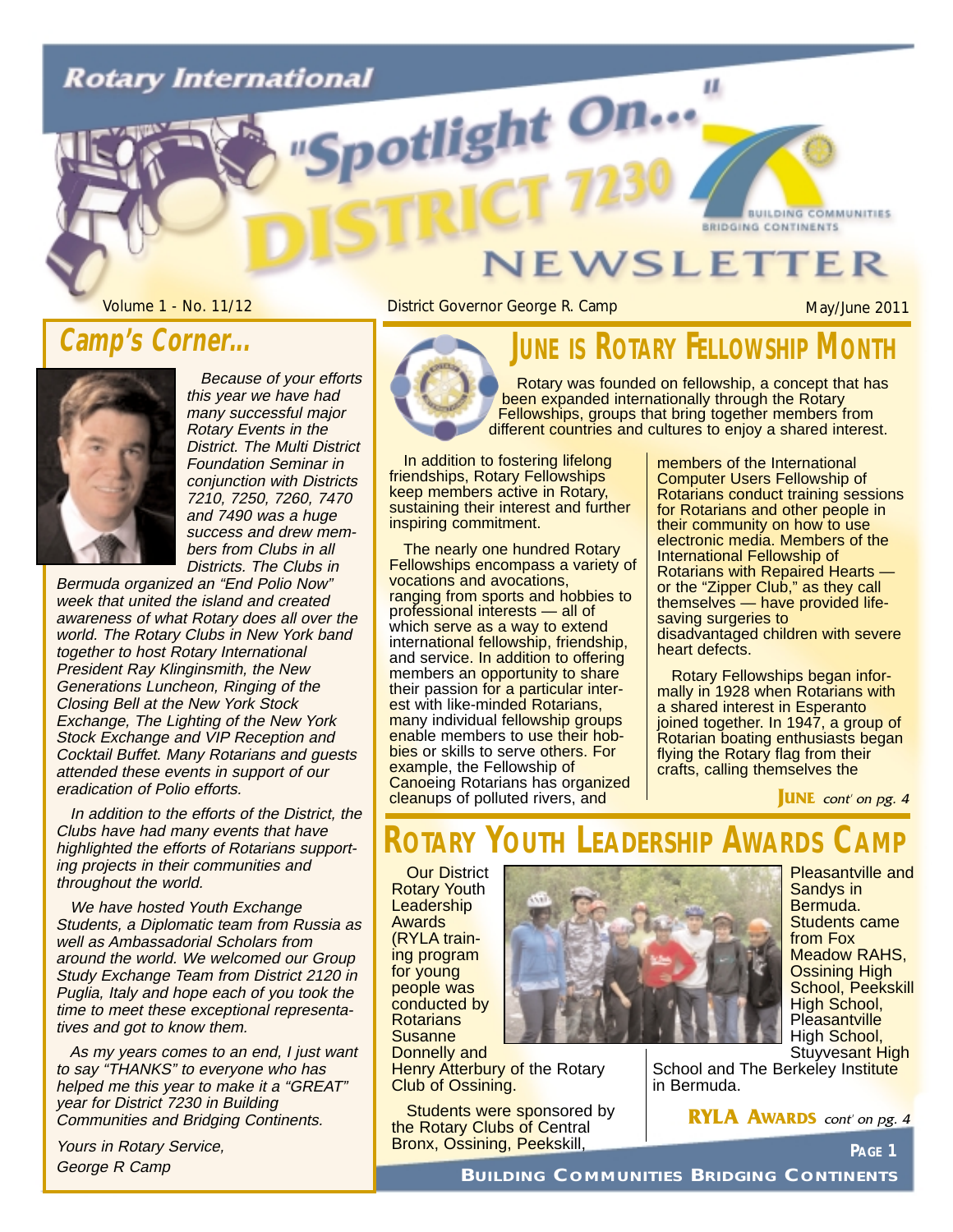# Rotary International "Spotlight On..." District 7230 Newsletter

Building Communities Bridging Continents

Volume 1 - No. 11/12 | District Governor George R. Camp | May/June 2011

## Camp's Corner...

*Because of your efforts this year we have had many successful major Rotary Events in the District. The Multi District Foundation Seminar in conjunction with Districts 7210, 7250, 7260, 7470 and 7490 was a huge success and drew members from Clubs in all Districts. The Clubs in Bermuda organized an "End Polio Now" week that united the island and created awareness of what Rotary does all over the world. The Rotary Clubs in New York band together to host Rotary International President Ray Klinginsmith, the New Generations Luncheon, Ringing of the Closing Bell at the New York Stock Exchange, The Lighting of the New York Stock Exchange and VIP Reception and Cocktail Buffet. Many Rotarians and guests attended these events in support of our eradication of Polio efforts.*

*In addition to the efforts of the District, the Clubs have had many events that have highlighted the efforts of Rotarians supporting projects in their communities and throughout the world.*

*We have hosted Youth Exchange Students, a Diplomatic team from Russia as well as Ambassadorial Scholars from around the world. We welcomed our Group Study Exchange Team from District 2120 in Puglia, Italy and hope each of you took the time to meet these exceptional representatives and got to know them.*

*As my years comes to an end, I just want to say "THANKS" to everyone who has helped me this year to make it a "GREAT" year for District 7230 in Building Communities and Bridging Continents.*

*Yours in Rotary Service,*
*George R Camp*

## June is Rotary Fellowship Month

Rotary was founded on fellowship, a concept that has been expanded internationally through the Rotary Fellowships, groups that bring together members from different countries and cultures to enjoy a shared interest.

In addition to fostering lifelong friendships, Rotary Fellowships keep members active in Rotary, sustaining their interest and further inspiring commitment.

The nearly one hundred Rotary Fellowships encompass a variety of vocations and avocations, ranging from sports and hobbies to professional interests — all of which serve as a way to extend international fellowship, friendship, and service. In addition to offering members an opportunity to share their passion for a particular interest with like-minded Rotarians, many individual fellowship groups enable members to use their hobbies or skills to serve others. For example, the Fellowship of Canoeing Rotarians has organized cleanups of polluted rivers, and members of the International Computer Users Fellowship of Rotarians conduct training sessions for Rotarians and other people in their community on how to use electronic media. Members of the International Fellowship of Rotarians with Repaired Hearts — or the "Zipper Club," as they call themselves — have provided life-saving surgeries to disadvantaged children with severe heart defects.

Rotary Fellowships began informally in 1928 when Rotarians with a shared interest in Esperanto joined together. In 1947, a group of Rotarian boating enthusiasts began flying the Rotary flag from their crafts, calling themselves the

*June cont' on pg. 4*

## Rotary Youth Leadership Awards Camp

Our District Rotary Youth Leadership Awards (RYLA training program for young people was conducted by Rotarians Susanne Donnelly and Henry Atterbury of the Rotary Club of Ossining.

Students were sponsored by the Rotary Clubs of Central Bronx, Ossining, Peekskill, Pleasantville and Sandys in Bermuda. Students came from Fox Meadow RAHS, Ossining High School, Peekskill High School, Pleasantville High School, Stuyvesant High School and The Berkeley Institute in Bermuda.

*RYLA Awards cont' on pg. 4*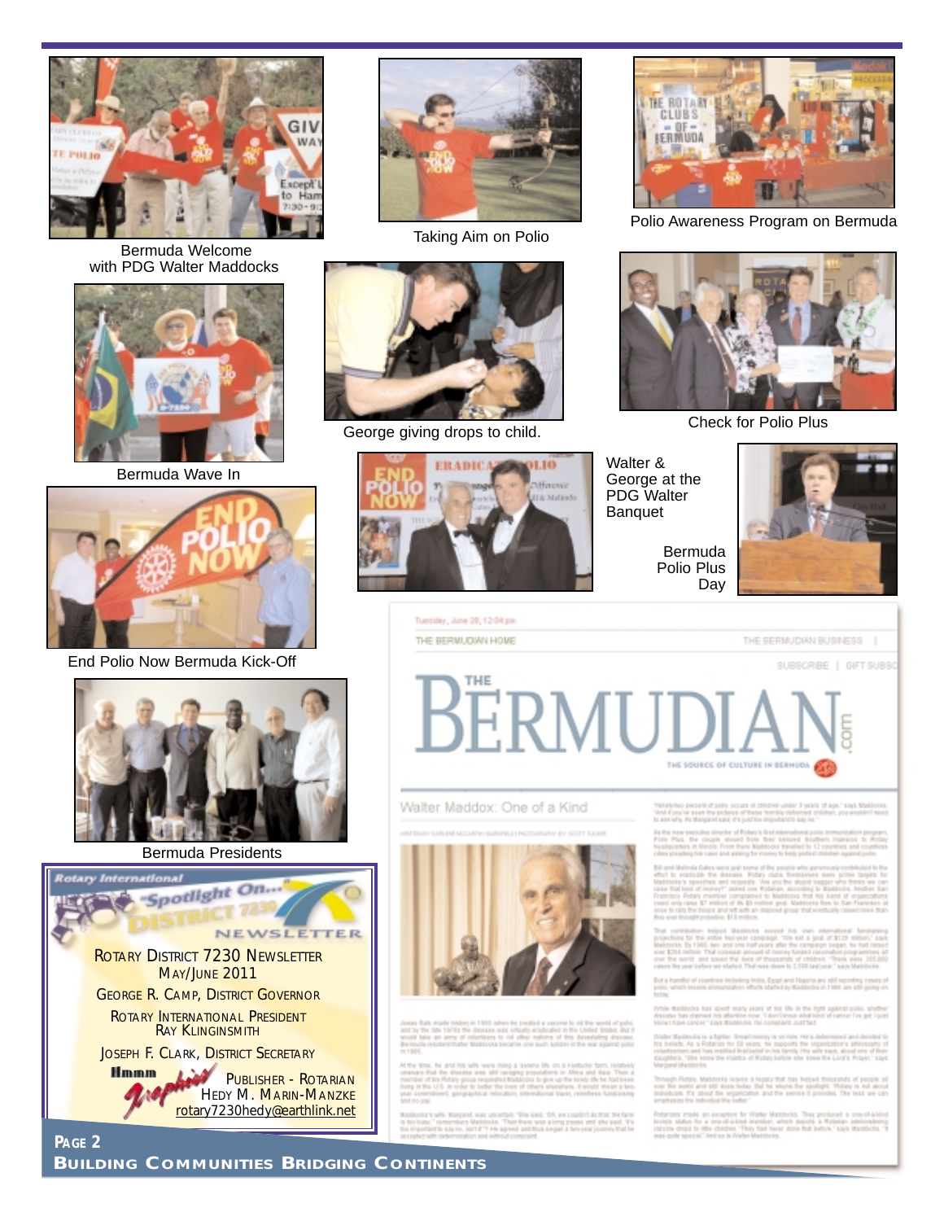Bermuda Welcome with PDG Walter Maddocks

Taking Aim on Polio

Polio Awareness Program on Bermuda

Bermuda Wave In

George giving drops to child.

Check for Polio Plus

End Polio Now Bermuda Kick-Off

Walter & George at the PDG Walter Banquet

Bermuda Polio Plus Day

Bermuda Presidents

Rotary International
"Spotlight On..."
DISTRICT 7230
NEWSLETTER

ROTARY DISTRICT 7230 NEWSLETTER
MAY/JUNE 2011

GEORGE R. CAMP, DISTRICT GOVERNOR

ROTARY INTERNATIONAL PRESIDENT
RAY KLINGINSMITH

JOSEPH F. CLARK, DISTRICT SECRETARY

Hmmm Graphics
PUBLISHER - ROTARIAN
HEDY M. MARIN-MANZKE
rotary7230hedy@earthlink.net

THE BERMUDIAN.com

THE SOURCE OF CULTURE IN BERMUDA

Walter Maddox: One of a Kind

BUILDING COMMUNITIES BRIDGING CONTINENTS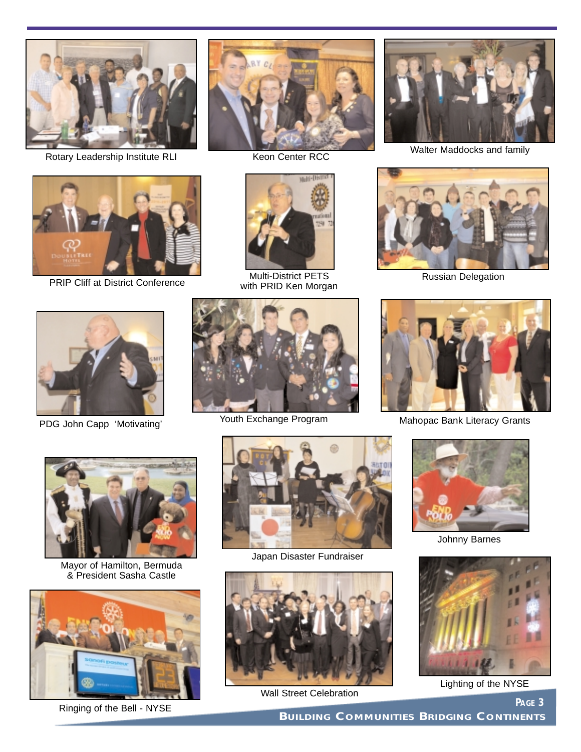Rotary Leadership Institute RLI

Keon Center RCC

Walter Maddocks and family

PRIP Cliff at District Conference

Multi-District PETS
with PRID Ken Morgan

Russian Delegation

PDG John Capp 'Motivating'

Youth Exchange Program

Mahopac Bank Literacy Grants

Mayor of Hamilton, Bermuda
& President Sasha Castle

Japan Disaster Fundraiser

Johnny Barnes

Ringing of the Bell - NYSE

Wall Street Celebration

Lighting of the NYSE

**Building Communities Bridging Continents**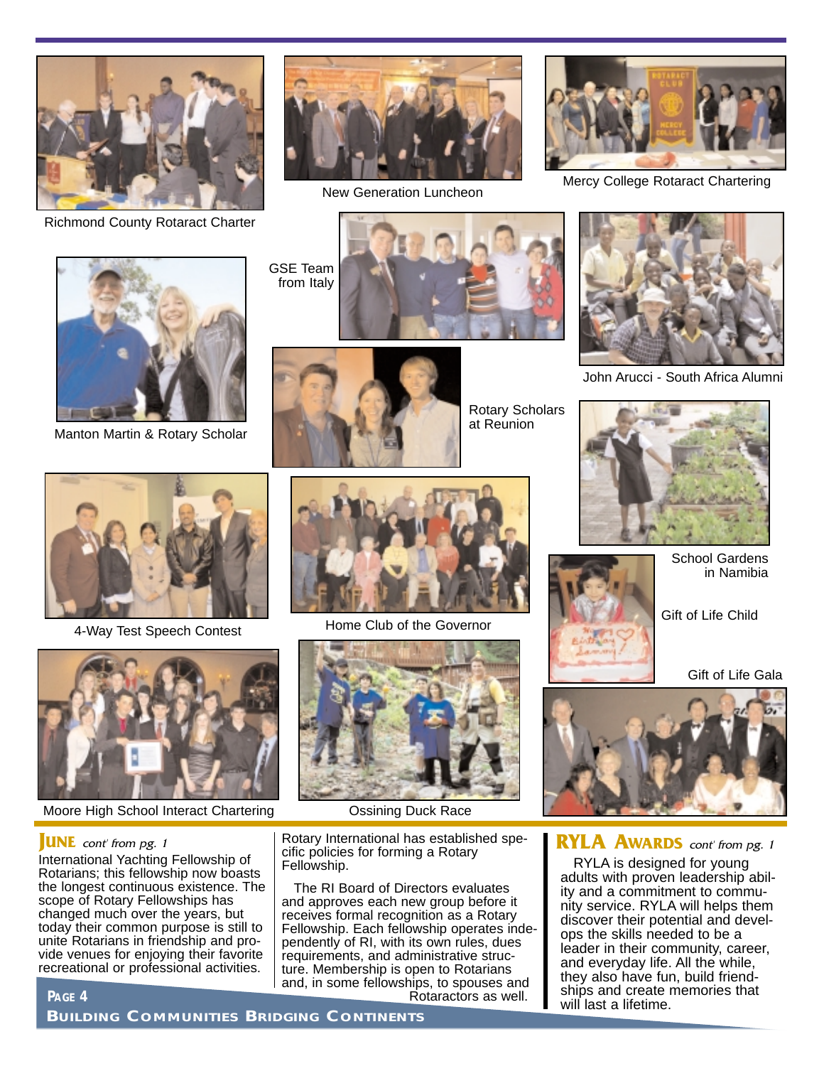Richmond County Rotaract Charter

New Generation Luncheon

Mercy College Rotaract Chartering

GSE Team from Italy

John Arucci - South Africa Alumni

Manton Martin & Rotary Scholar

Rotary Scholars at Reunion

School Gardens in Namibia

4-Way Test Speech Contest

Home Club of the Governor

Gift of Life Child

Gift of Life Gala

Moore High School Interact Chartering

Ossining Duck Race

## JUNE *cont' from pg. 1*

International Yachting Fellowship of Rotarians; this fellowship now boasts the longest continuous existence. The scope of Rotary Fellowships has changed much over the years, but today their common purpose is still to unite Rotarians in friendship and provide venues for enjoying their favorite recreational or professional activities.

Rotary International has established specific policies for forming a Rotary Fellowship.

The RI Board of Directors evaluates and approves each new group before it receives formal recognition as a Rotary Fellowship. Each fellowship operates independently of RI, with its own rules, dues requirements, and administrative structure. Membership is open to Rotarians and, in some fellowships, to spouses and Rotaractors as well.

## RYLA AWARDS *cont' from pg. 1*

RYLA is designed for young adults with proven leadership ability and a commitment to community service. RYLA will helps them discover their potential and develops the skills needed to be a leader in their community, career, and everyday life. All the while, they also have fun, build friendships and create memories that will last a lifetime.